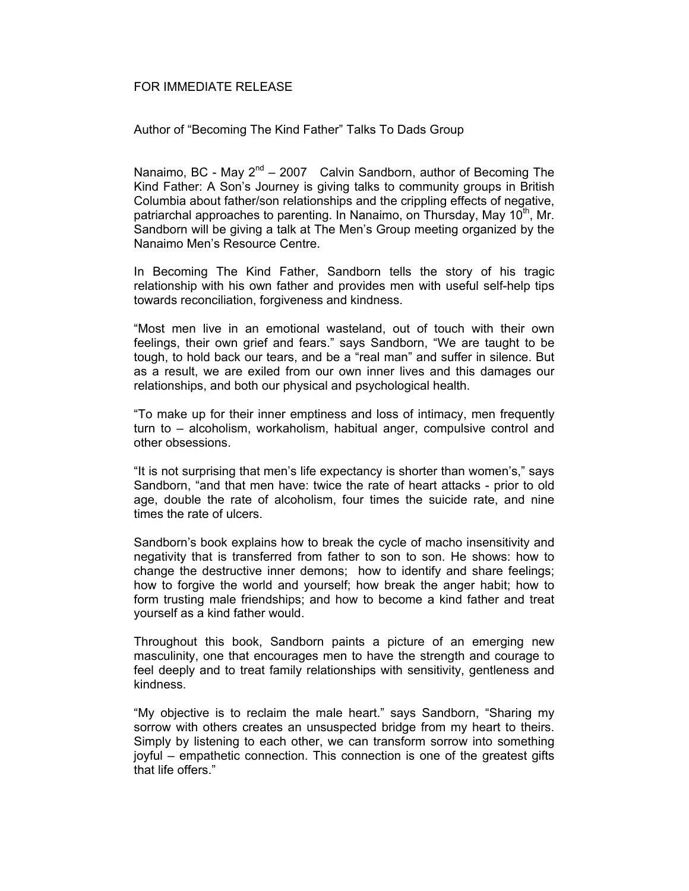FOR IMMEDIATE RELEASE

Author of "Becoming The Kind Father" Talks To Dads Group

Nanaimo, BC - May 2nd – 2007   Calvin Sandborn, author of Becoming The Kind Father: A Son's Journey is giving talks to community groups in British Columbia about father/son relationships and the crippling effects of negative, patriarchal approaches to parenting. In Nanaimo, on Thursday, May 10th, Mr. Sandborn will be giving a talk at The Men's Group meeting organized by the Nanaimo Men's Resource Centre.

In Becoming The Kind Father, Sandborn tells the story of his tragic relationship with his own father and provides men with useful self-help tips towards reconciliation, forgiveness and kindness.

"Most men live in an emotional wasteland, out of touch with their own feelings, their own grief and fears." says Sandborn, "We are taught to be tough, to hold back our tears, and be a "real man" and suffer in silence. But as a result, we are exiled from our own inner lives and this damages our relationships, and both our physical and psychological health.

"To make up for their inner emptiness and loss of intimacy, men frequently turn to – alcoholism, workaholism, habitual anger, compulsive control and other obsessions.

"It is not surprising that men's life expectancy is shorter than women's," says Sandborn, "and that men have: twice the rate of heart attacks - prior to old age, double the rate of alcoholism, four times the suicide rate, and nine times the rate of ulcers.

Sandborn's book explains how to break the cycle of macho insensitivity and negativity that is transferred from father to son to son. He shows: how to change the destructive inner demons; how to identify and share feelings; how to forgive the world and yourself; how break the anger habit; how to form trusting male friendships; and how to become a kind father and treat yourself as a kind father would.

Throughout this book, Sandborn paints a picture of an emerging new masculinity, one that encourages men to have the strength and courage to feel deeply and to treat family relationships with sensitivity, gentleness and kindness.

"My objective is to reclaim the male heart." says Sandborn, "Sharing my sorrow with others creates an unsuspected bridge from my heart to theirs. Simply by listening to each other, we can transform sorrow into something joyful – empathetic connection. This connection is one of the greatest gifts that life offers."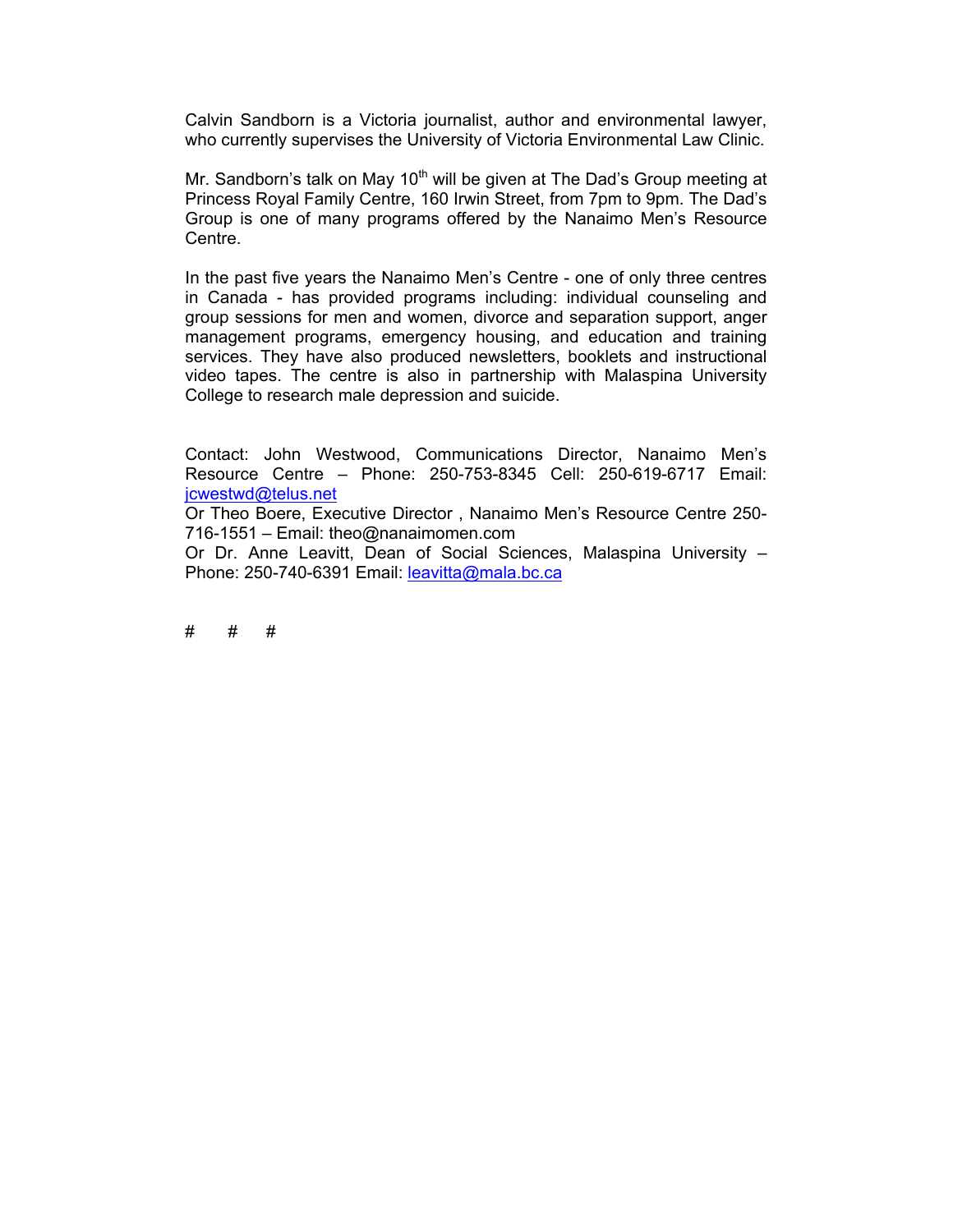Calvin Sandborn is a Victoria journalist, author and environmental lawyer, who currently supervises the University of Victoria Environmental Law Clinic.

Mr. Sandborn's talk on May 10th will be given at The Dad's Group meeting at Princess Royal Family Centre, 160 Irwin Street, from 7pm to 9pm. The Dad's Group is one of many programs offered by the Nanaimo Men's Resource Centre.

In the past five years the Nanaimo Men's Centre - one of only three centres in Canada - has provided programs including: individual counseling and group sessions for men and women, divorce and separation support, anger management programs, emergency housing, and education and training services. They have also produced newsletters, booklets and instructional video tapes. The centre is also in partnership with Malaspina University College to research male depression and suicide.

Contact: John Westwood, Communications Director, Nanaimo Men's Resource Centre – Phone: 250-753-8345 Cell: 250-619-6717 Email: jcwestwd@telus.net
Or Theo Boere, Executive Director , Nanaimo Men's Resource Centre 250-716-1551 – Email: theo@nanaimomen.com
Or Dr. Anne Leavitt, Dean of Social Sciences, Malaspina University – Phone: 250-740-6391 Email: leavitta@mala.bc.ca

# # #